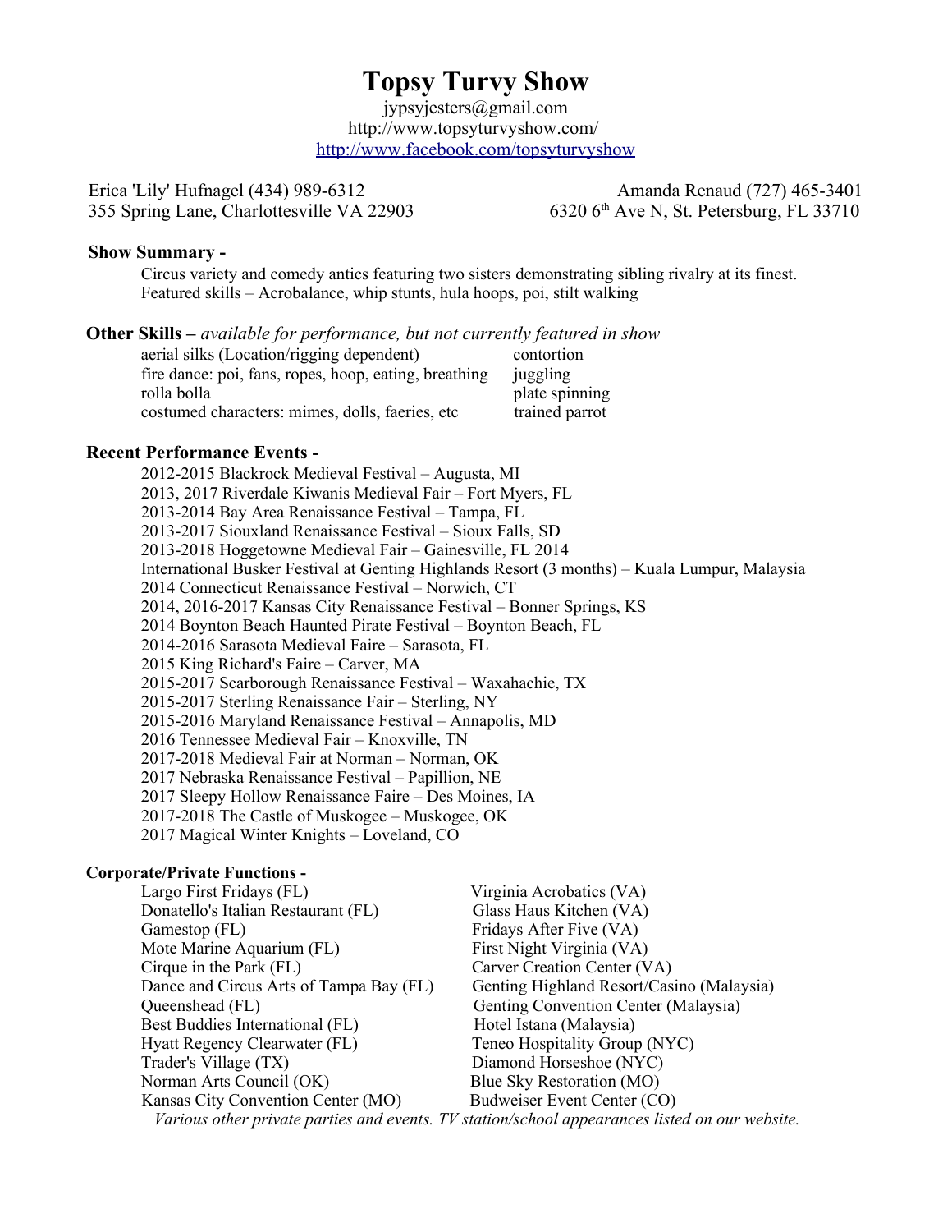# Topsy Turvy Show

jypsyjesters@gmail.com
http://www.topsyturvyshow.com/
http://www.facebook.com/topsyturvyshow

Erica 'Lily' Hufnagel (434) 989-6312
355 Spring Lane, Charlottesville VA 22903

Amanda Renaud (727) 465-3401
6320 6th Ave N, St. Petersburg, FL 33710

**Show Summary -**

Circus variety and comedy antics featuring two sisters demonstrating sibling rivalry at its finest.
Featured skills – Acrobalance, whip stunts, hula hoops, poi, stilt walking

**Other Skills –** *available for performance, but not currently featured in show*

- aerial silks (Location/rigging dependent)
- fire dance: poi, fans, ropes, hoop, eating, breathing
- rolla bolla
- costumed characters: mimes, dolls, faeries, etc
- contortion
- juggling
- plate spinning
- trained parrot

**Recent Performance Events -**

- 2012-2015 Blackrock Medieval Festival – Augusta, MI
- 2013, 2017 Riverdale Kiwanis Medieval Fair – Fort Myers, FL
- 2013-2014 Bay Area Renaissance Festival – Tampa, FL
- 2013-2017 Siouxland Renaissance Festival – Sioux Falls, SD
- 2013-2018 Hoggetowne Medieval Fair – Gainesville, FL 2014
- International Busker Festival at Genting Highlands Resort (3 months) – Kuala Lumpur, Malaysia
- 2014 Connecticut Renaissance Festival – Norwich, CT
- 2014, 2016-2017 Kansas City Renaissance Festival – Bonner Springs, KS
- 2014 Boynton Beach Haunted Pirate Festival – Boynton Beach, FL
- 2014-2016 Sarasota Medieval Faire – Sarasota, FL
- 2015 King Richard's Faire – Carver, MA
- 2015-2017 Scarborough Renaissance Festival – Waxahachie, TX
- 2015-2017 Sterling Renaissance Fair – Sterling, NY
- 2015-2016 Maryland Renaissance Festival – Annapolis, MD
- 2016 Tennessee Medieval Fair – Knoxville, TN
- 2017-2018 Medieval Fair at Norman – Norman, OK
- 2017 Nebraska Renaissance Festival – Papillion, NE
- 2017 Sleepy Hollow Renaissance Faire – Des Moines, IA
- 2017-2018 The Castle of Muskogee – Muskogee, OK
- 2017 Magical Winter Knights – Loveland, CO

**Corporate/Private Functions -**

- Largo First Fridays (FL)
- Donatello's Italian Restaurant (FL)
- Gamestop (FL)
- Mote Marine Aquarium (FL)
- Cirque in the Park (FL)
- Dance and Circus Arts of Tampa Bay (FL)
- Queenshead (FL)
- Best Buddies International (FL)
- Hyatt Regency Clearwater (FL)
- Trader's Village (TX)
- Norman Arts Council (OK)
- Kansas City Convention Center (MO)
- Virginia Acrobatics (VA)
- Glass Haus Kitchen (VA)
- Fridays After Five (VA)
- First Night Virginia (VA)
- Carver Creation Center (VA)
- Genting Highland Resort/Casino (Malaysia)
- Genting Convention Center (Malaysia)
- Hotel Istana (Malaysia)
- Teneo Hospitality Group (NYC)
- Diamond Horseshoe (NYC)
- Blue Sky Restoration (MO)
- Budweiser Event Center (CO)

*Various other private parties and events. TV station/school appearances listed on our website.*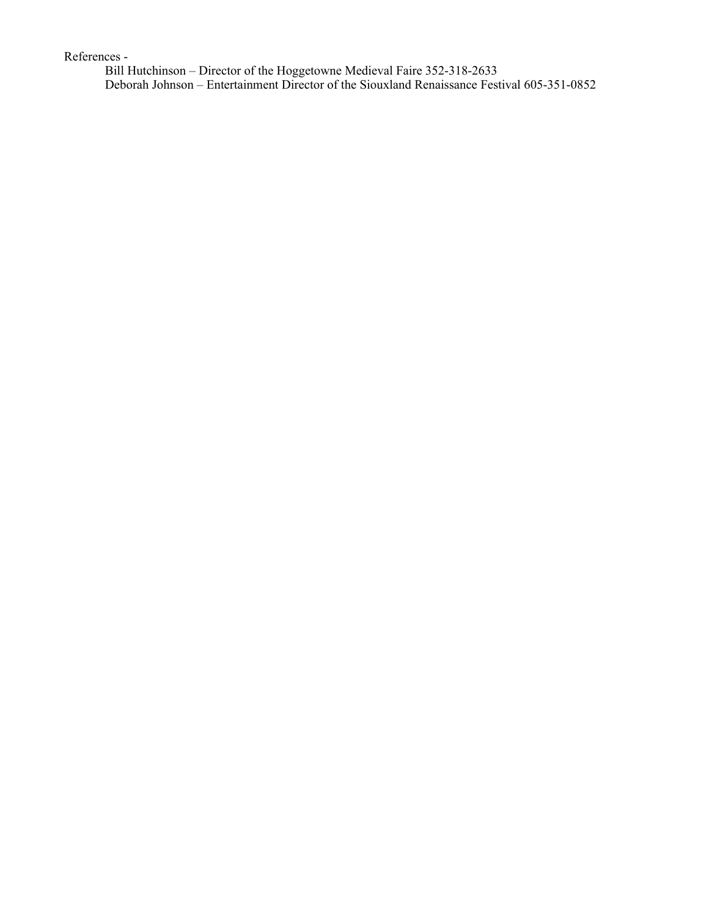References -

Bill Hutchinson – Director of the Hoggetowne Medieval Faire 352-318-2633

Deborah Johnson – Entertainment Director of the Siouxland Renaissance Festival 605-351-0852